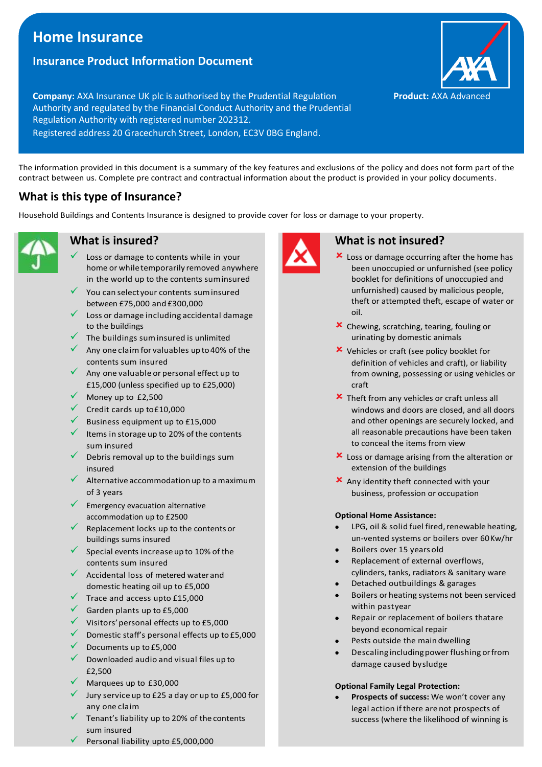# Home Insurance

## Insurance Product Information Document

**Company:** AXA Insurance UK plc is authorised by the Prudential Regulation Authority and regulated by the Financial Conduct Authority and the Prudential Regulation Authority with registered number 202312.
Registered address 20 Gracechurch Street, London, EC3V 0BG England.

**Product:** AXA Advanced

The information provided in this document is a summary of the key features and exclusions of the policy and does not form part of the contract between us. Complete pre contract and contractual information about the product is provided in your policy documents.

## What is this type of Insurance?

Household Buildings and Contents Insurance is designed to provide cover for loss or damage to your property.

## What is insured?

- ✓ Loss or damage to contents while in your home or while temporarily removed anywhere in the world up to the contents sum insured
- ✓ You can select your contents sum insured between £75,000 and £300,000
- ✓ Loss or damage including accidental damage to the buildings
- ✓ The buildings sum insured is unlimited
- ✓ Any one claim for valuables up to 40% of the contents sum insured
- ✓ Any one valuable or personal effect up to £15,000 (unless specified up to £25,000)
- ✓ Money up to £2,500
- ✓ Credit cards up to £10,000
- ✓ Business equipment up to £15,000
- ✓ Items in storage up to 20% of the contents sum insured
- ✓ Debris removal up to the buildings sum insured
- ✓ Alternative accommodation up to a maximum of 3 years
- ✓ Emergency evacuation alternative accommodation up to £2500
- ✓ Replacement locks up to the contents or buildings sums insured
- ✓ Special events increase up to 10% of the contents sum insured
- ✓ Accidental loss of metered water and domestic heating oil up to £5,000
- ✓ Trace and access upto £15,000
- ✓ Garden plants up to £5,000
- ✓ Visitors' personal effects up to £5,000
- ✓ Domestic staff's personal effects up to £5,000
- ✓ Documents up to £5,000
- ✓ Downloaded audio and visual files up to £2,500
- ✓ Marquees up to £30,000
- ✓ Jury service up to £25 a day or up to £5,000 for any one claim
- ✓ Tenant's liability up to 20% of the contents sum insured
- ✓ Personal liability upto £5,000,000

## What is not insured?

- ✘ Loss or damage occurring after the home has been unoccupied or unfurnished (see policy booklet for definitions of unoccupied and unfurnished) caused by malicious people, theft or attempted theft, escape of water or oil.
- ✘ Chewing, scratching, tearing, fouling or urinating by domestic animals
- ✘ Vehicles or craft (see policy booklet for definition of vehicles and craft), or liability from owning, possessing or using vehicles or craft
- ✘ Theft from any vehicles or craft unless all windows and doors are closed, and all doors and other openings are securely locked, and all reasonable precautions have been taken to conceal the items from view
- ✘ Loss or damage arising from the alteration or extension of the buildings
- ✘ Any identity theft connected with your business, profession or occupation

**Optional Home Assistance:**

- LPG, oil & solid fuel fired, renewable heating, un-vented systems or boilers over 60Kw/hr
- Boilers over 15 years old
- Replacement of external overflows, cylinders, tanks, radiators & sanitary ware
- Detached outbuildings & garages
- Boilers or heating systems not been serviced within pastyear
- Repair or replacement of boilers thatare beyond economical repair
- Pests outside the main dwelling
- Descaling including power flushing or from damage caused by sludge

**Optional Family Legal Protection:**

- **Prospects of success:** We won't cover any legal action if there are not prospects of success (where the likelihood of winning is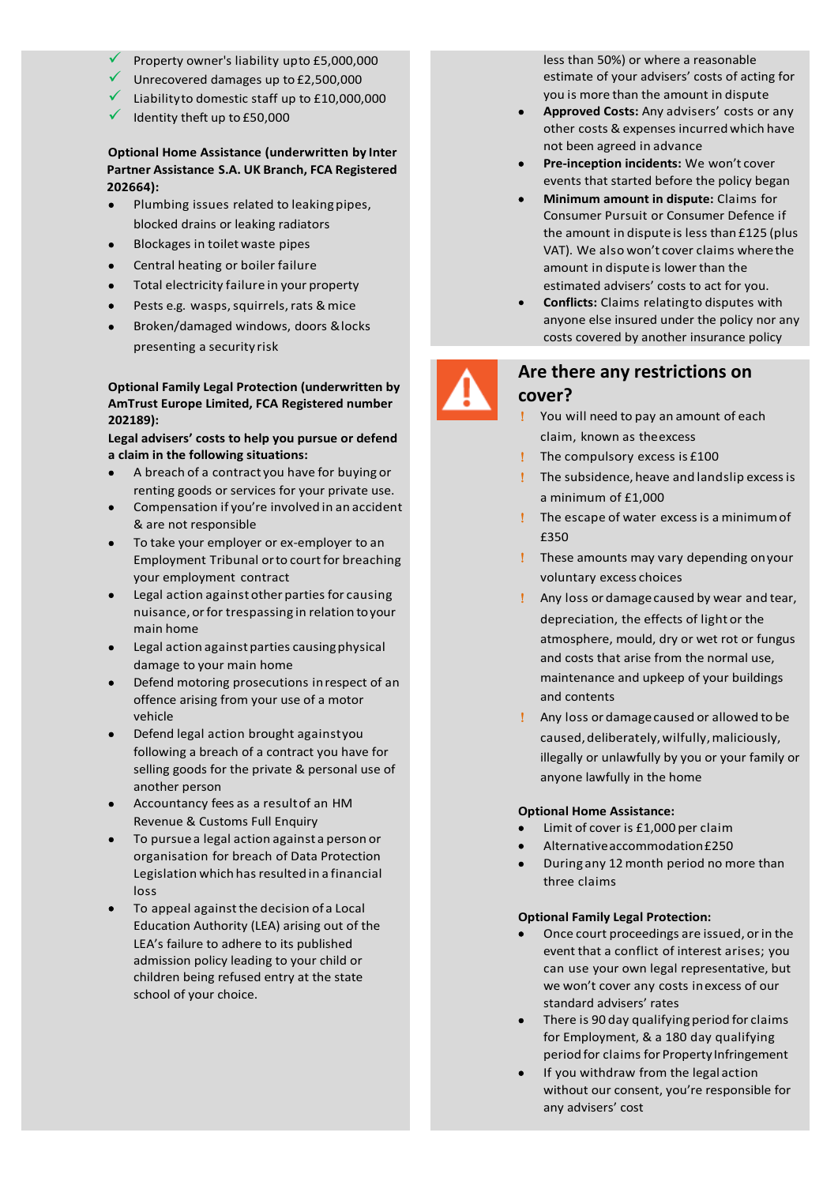- ✓ Property owner's liability up to £5,000,000
- ✓ Unrecovered damages up to £2,500,000
- ✓ Liability to domestic staff up to £10,000,000
- ✓ Identity theft up to £50,000

**Optional Home Assistance (underwritten by Inter Partner Assistance S.A. UK Branch, FCA Registered 202664):**

- Plumbing issues related to leaking pipes, blocked drains or leaking radiators
- Blockages in toilet waste pipes
- Central heating or boiler failure
- Total electricity failure in your property
- Pests e.g. wasps, squirrels, rats & mice
- Broken/damaged windows, doors & locks presenting a security risk

**Optional Family Legal Protection (underwritten by AmTrust Europe Limited, FCA Registered number 202189):**

**Legal advisers' costs to help you pursue or defend a claim in the following situations:**

- A breach of a contract you have for buying or renting goods or services for your private use.
- Compensation if you're involved in an accident & are not responsible
- To take your employer or ex-employer to an Employment Tribunal or to court for breaching your employment contract
- Legal action against other parties for causing nuisance, or for trespassing in relation to your main home
- Legal action against parties causing physical damage to your main home
- Defend motoring prosecutions in respect of an offence arising from your use of a motor vehicle
- Defend legal action brought against you following a breach of a contract you have for selling goods for the private & personal use of another person
- Accountancy fees as a result of an HM Revenue & Customs Full Enquiry
- To pursue a legal action against a person or organisation for breach of Data Protection Legislation which has resulted in a financial loss
- To appeal against the decision of a Local Education Authority (LEA) arising out of the LEA's failure to adhere to its published admission policy leading to your child or children being refused entry at the state school of your choice.

less than 50%) or where a reasonable estimate of your advisers' costs of acting for you is more than the amount in dispute

- **Approved Costs:** Any advisers' costs or any other costs & expenses incurred which have not been agreed in advance
- **Pre-inception incidents:** We won't cover events that started before the policy began
- **Minimum amount in dispute:** Claims for Consumer Pursuit or Consumer Defence if the amount in dispute is less than £125 (plus VAT). We also won't cover claims where the amount in dispute is lower than the estimated advisers' costs to act for you.
- **Conflicts:** Claims relating to disputes with anyone else insured under the policy nor any costs covered by another insurance policy

## Are there any restrictions on cover?

- ! You will need to pay an amount of each claim, known as the excess
- ! The compulsory excess is £100
- ! The subsidence, heave and landslip excess is a minimum of £1,000
- ! The escape of water excess is a minimum of £350
- ! These amounts may vary depending on your voluntary excess choices
- ! Any loss or damage caused by wear and tear, depreciation, the effects of light or the atmosphere, mould, dry or wet rot or fungus and costs that arise from the normal use, maintenance and upkeep of your buildings and contents
- ! Any loss or damage caused or allowed to be caused, deliberately, wilfully, maliciously, illegally or unlawfully by you or your family or anyone lawfully in the home

**Optional Home Assistance:**

- Limit of cover is £1,000 per claim
- Alternative accommodation £250
- During any 12 month period no more than three claims

**Optional Family Legal Protection:**

- Once court proceedings are issued, or in the event that a conflict of interest arises; you can use your own legal representative, but we won't cover any costs in excess of our standard advisers' rates
- There is 90 day qualifying period for claims for Employment, & a 180 day qualifying period for claims for Property Infringement
- If you withdraw from the legal action without our consent, you're responsible for any advisers' cost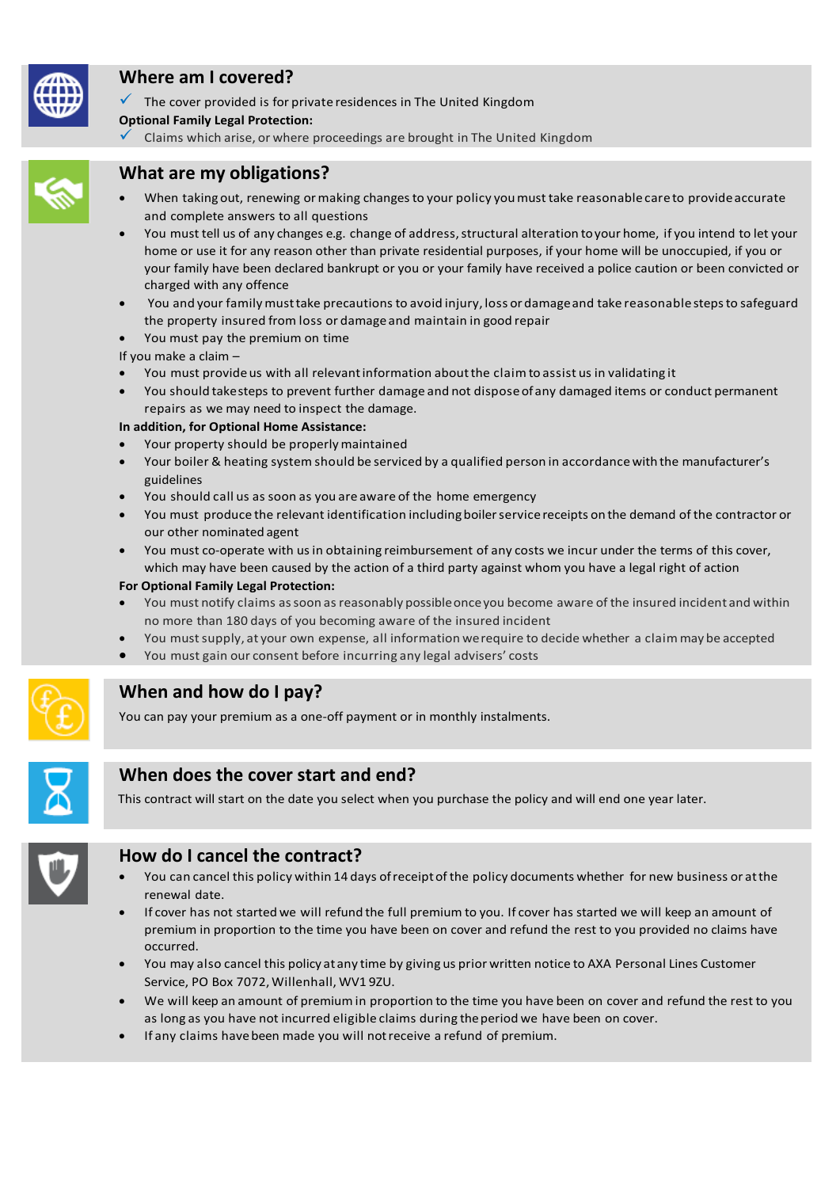## Where am I covered?

- ✓ The cover provided is for private residences in The United Kingdom

**Optional Family Legal Protection:**

- ✓ Claims which arise, or where proceedings are brought in The United Kingdom

## What are my obligations?

- When taking out, renewing or making changes to your policy you must take reasonable care to provide accurate and complete answers to all questions
- You must tell us of any changes e.g. change of address, structural alteration to your home, if you intend to let your home or use it for any reason other than private residential purposes, if your home will be unoccupied, if you or your family have been declared bankrupt or you or your family have received a police caution or been convicted or charged with any offence
- You and your family must take precautions to avoid injury, loss or damage and take reasonable steps to safeguard the property insured from loss or damage and maintain in good repair
- You must pay the premium on time

If you make a claim –

- You must provide us with all relevant information about the claim to assist us in validating it
- You should take steps to prevent further damage and not dispose of any damaged items or conduct permanent repairs as we may need to inspect the damage.

**In addition, for Optional Home Assistance:**

- Your property should be properly maintained
- Your boiler & heating system should be serviced by a qualified person in accordance with the manufacturer's guidelines
- You should call us as soon as you are aware of the home emergency
- You must produce the relevant identification including boiler service receipts on the demand of the contractor or our other nominated agent
- You must co-operate with us in obtaining reimbursement of any costs we incur under the terms of this cover, which may have been caused by the action of a third party against whom you have a legal right of action

**For Optional Family Legal Protection:**

- You must notify claims as soon as reasonably possible once you become aware of the insured incident and within no more than 180 days of you becoming aware of the insured incident
- You must supply, at your own expense, all information we require to decide whether a claim may be accepted
- You must gain our consent before incurring any legal advisers' costs

## When and how do I pay?

You can pay your premium as a one-off payment or in monthly instalments.

## When does the cover start and end?

This contract will start on the date you select when you purchase the policy and will end one year later.

## How do I cancel the contract?

- You can cancel this policy within 14 days of receipt of the policy documents whether for new business or at the renewal date.
- If cover has not started we will refund the full premium to you. If cover has started we will keep an amount of premium in proportion to the time you have been on cover and refund the rest to you provided no claims have occurred.
- You may also cancel this policy at any time by giving us prior written notice to AXA Personal Lines Customer Service, PO Box 7072, Willenhall, WV1 9ZU.
- We will keep an amount of premium in proportion to the time you have been on cover and refund the rest to you as long as you have not incurred eligible claims during the period we have been on cover.
- If any claims have been made you will not receive a refund of premium.